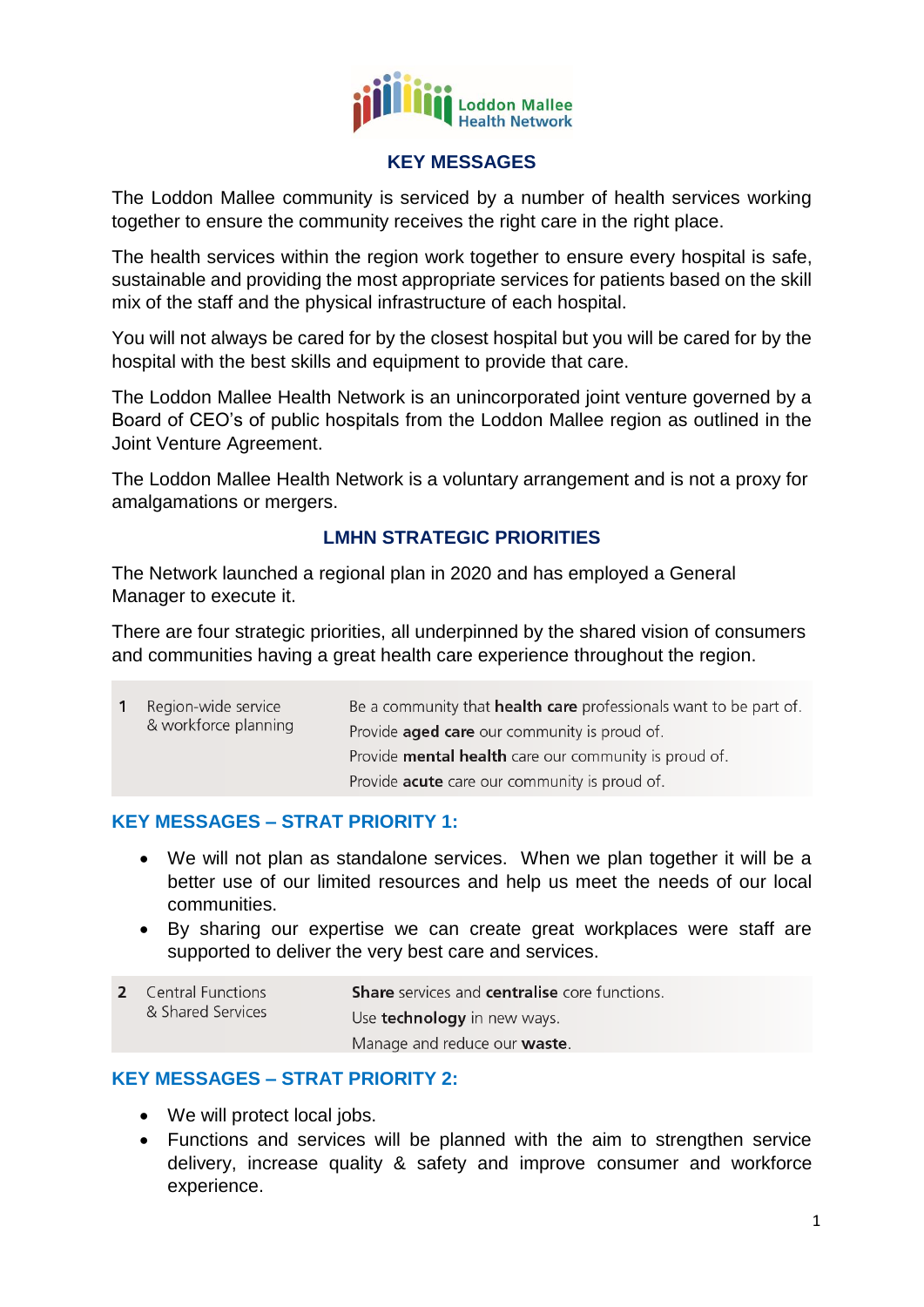Loddon Mallee Health Network

## KEY MESSAGES

The Loddon Mallee community is serviced by a number of health services working together to ensure the community receives the right care in the right place.

The health services within the region work together to ensure every hospital is safe, sustainable and providing the most appropriate services for patients based on the skill mix of the staff and the physical infrastructure of each hospital.

You will not always be cared for by the closest hospital but you will be cared for by the hospital with the best skills and equipment to provide that care.

The Loddon Mallee Health Network is an unincorporated joint venture governed by a Board of CEO's of public hospitals from the Loddon Mallee region as outlined in the Joint Venture Agreement.

The Loddon Mallee Health Network is a voluntary arrangement and is not a proxy for amalgamations or mergers.

## LMHN STRATEGIC PRIORITIES

The Network launched a regional plan in 2020 and has employed a General Manager to execute it.

There are four strategic priorities, all underpinned by the shared vision of consumers and communities having a great health care experience throughout the region.

| | | |
|---|---|---|
| 1 | Region-wide service & workforce planning | Be a community that **health care** professionals want to be part of.<br>Provide **aged care** our community is proud of.<br>Provide **mental health** care our community is proud of.<br>Provide **acute** care our community is proud of. |

### KEY MESSAGES – STRAT PRIORITY 1:

- We will not plan as standalone services. When we plan together it will be a better use of our limited resources and help us meet the needs of our local communities.
- By sharing our expertise we can create great workplaces were staff are supported to deliver the very best care and services.

| | | |
|---|---|---|
| 2 | Central Functions & Shared Services | **Share** services and **centralise** core functions.<br>Use **technology** in new ways.<br>Manage and reduce our **waste**. |

### KEY MESSAGES – STRAT PRIORITY 2:

- We will protect local jobs.
- Functions and services will be planned with the aim to strengthen service delivery, increase quality & safety and improve consumer and workforce experience.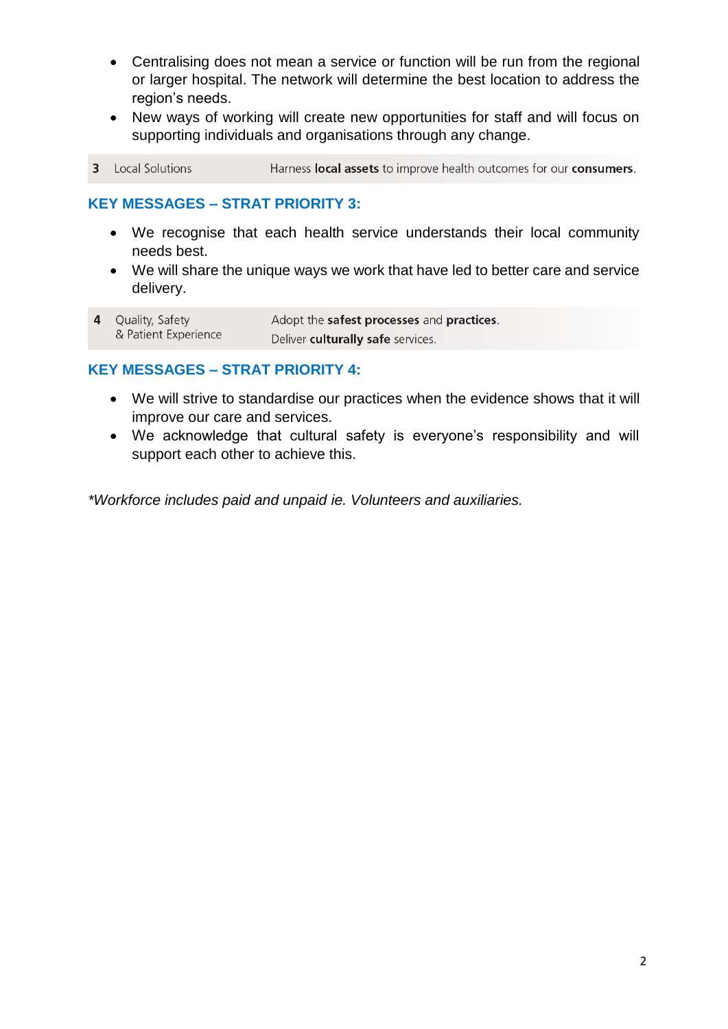- Centralising does not mean a service or function will be run from the regional or larger hospital. The network will determine the best location to address the region's needs.
- New ways of working will create new opportunities for staff and will focus on supporting individuals and organisations through any change.

| | | |
|---|---|---|
| **3** | Local Solutions | Harness **local assets** to improve health outcomes for our **consumers**. |

## KEY MESSAGES – STRAT PRIORITY 3:

- We recognise that each health service understands their local community needs best.
- We will share the unique ways we work that have led to better care and service delivery.

| | | |
|---|---|---|
| **4** | Quality, Safety & Patient Experience | Adopt the **safest processes** and **practices**. Deliver **culturally safe** services. |

## KEY MESSAGES – STRAT PRIORITY 4:

- We will strive to standardise our practices when the evidence shows that it will improve our care and services.
- We acknowledge that cultural safety is everyone's responsibility and will support each other to achieve this.

*\*Workforce includes paid and unpaid ie. Volunteers and auxiliaries.*